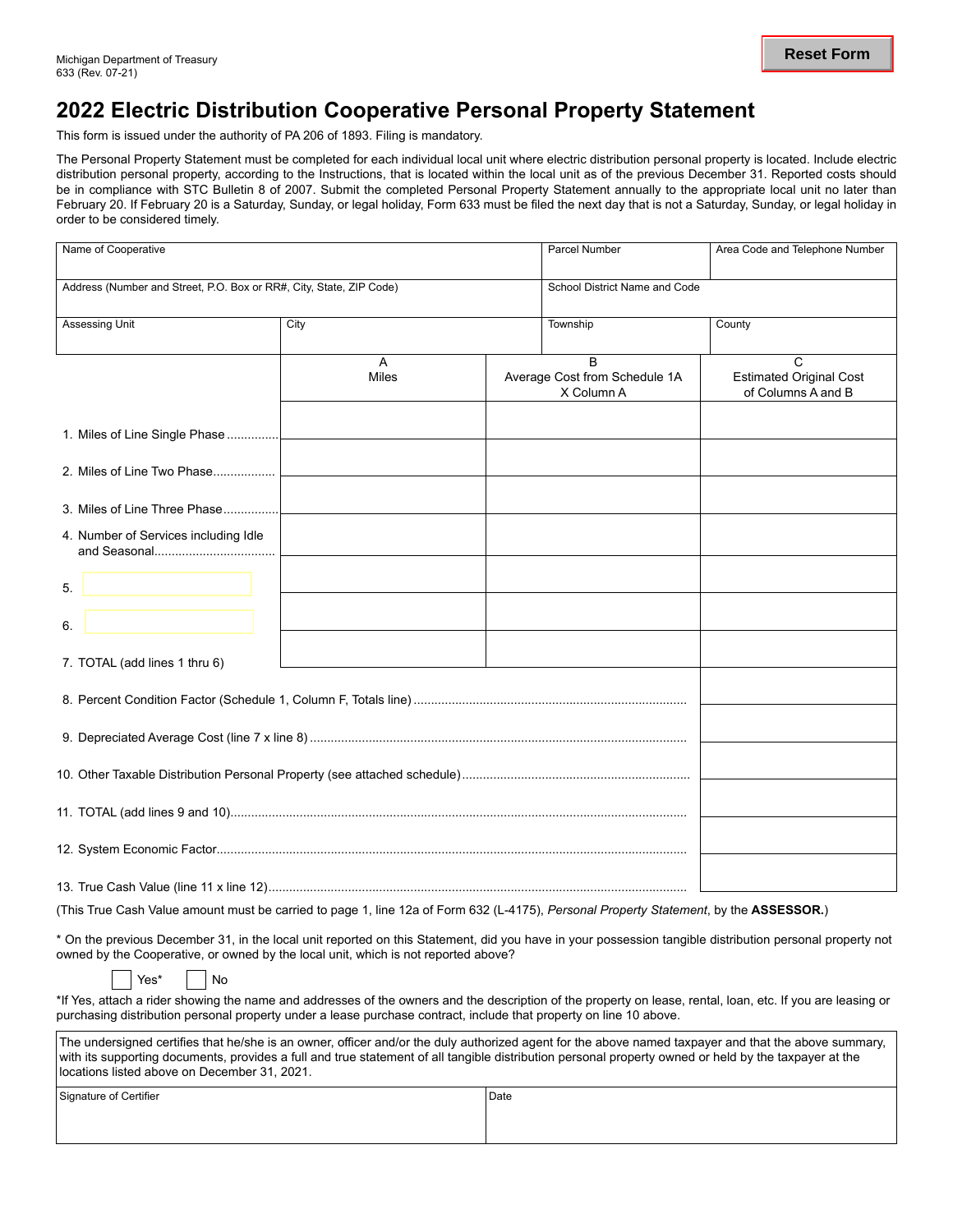Michigan Department of Treasury
633 (Rev. 07-21)

Reset Form

# 2022 Electric Distribution Cooperative Personal Property Statement

This form is issued under the authority of PA 206 of 1893. Filing is mandatory.

The Personal Property Statement must be completed for each individual local unit where electric distribution personal property is located. Include electric distribution personal property, according to the Instructions, that is located within the local unit as of the previous December 31. Reported costs should be in compliance with STC Bulletin 8 of 2007. Submit the completed Personal Property Statement annually to the appropriate local unit no later than February 20. If February 20 is a Saturday, Sunday, or legal holiday, Form 633 must be filed the next day that is not a Saturday, Sunday, or legal holiday in order to be considered timely.

| Name of Cooperative | | Parcel Number | Area Code and Telephone Number |
|---|---|---|---|
| Address (Number and Street, P.O. Box or RR#, City, State, ZIP Code) | | School District Name and Code | |
| Assessing Unit | City | Township | County |

| | A<br>Miles | B<br>Average Cost from Schedule 1A X Column A | C<br>Estimated Original Cost of Columns A and B |
|---|---|---|---|
| 1. Miles of Line Single Phase | | | |
| 2. Miles of Line Two Phase | | | |
| 3. Miles of Line Three Phase | | | |
| 4. Number of Services including Idle and Seasonal | | | |
| 5. | | | |
| 6. | | | |
| 7. TOTAL (add lines 1 thru 6) | | | |
| 8. Percent Condition Factor (Schedule 1, Column F, Totals line) | | | |
| 9. Depreciated Average Cost (line 7 x line 8) | | | |
| 10. Other Taxable Distribution Personal Property (see attached schedule) | | | |
| 11. TOTAL (add lines 9 and 10) | | | |
| 12. System Economic Factor | | | |
| 13. True Cash Value (line 11 x line 12) | | | |

(This True Cash Value amount must be carried to page 1, line 12a of Form 632 (L-4175), *Personal Property Statement*, by the **ASSESSOR.**)

* On the previous December 31, in the local unit reported on this Statement, did you have in your possession tangible distribution personal property not owned by the Cooperative, or owned by the local unit, which is not reported above?

☐ Yes* ☐ No

*If Yes, attach a rider showing the name and addresses of the owners and the description of the property on lease, rental, loan, etc. If you are leasing or purchasing distribution personal property under a lease purchase contract, include that property on line 10 above.

The undersigned certifies that he/she is an owner, officer and/or the duly authorized agent for the above named taxpayer and that the above summary, with its supporting documents, provides a full and true statement of all tangible distribution personal property owned or held by the taxpayer at the locations listed above on December 31, 2021.

| Signature of Certifier | Date |
|---|---|
| | |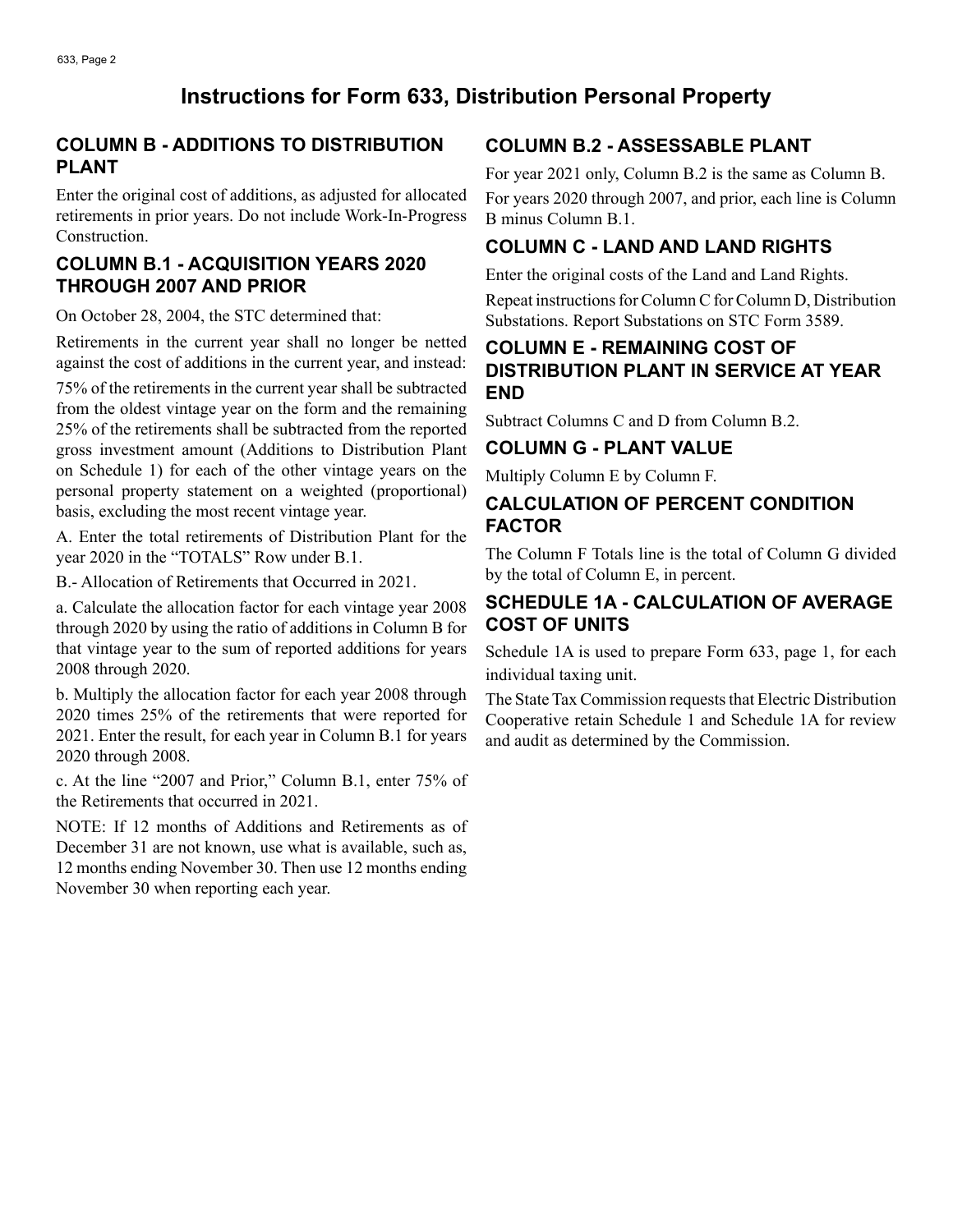# Instructions for Form 633, Distribution Personal Property

## COLUMN B - ADDITIONS TO DISTRIBUTION PLANT

Enter the original cost of additions, as adjusted for allocated retirements in prior years. Do not include Work-In-Progress Construction.

## COLUMN B.1 - ACQUISITION YEARS 2020 THROUGH 2007 AND PRIOR

On October 28, 2004, the STC determined that:

Retirements in the current year shall no longer be netted against the cost of additions in the current year, and instead:

75% of the retirements in the current year shall be subtracted from the oldest vintage year on the form and the remaining 25% of the retirements shall be subtracted from the reported gross investment amount (Additions to Distribution Plant on Schedule 1) for each of the other vintage years on the personal property statement on a weighted (proportional) basis, excluding the most recent vintage year.

A. Enter the total retirements of Distribution Plant for the year 2020 in the "TOTALS" Row under B.1.

B.- Allocation of Retirements that Occurred in 2021.

a. Calculate the allocation factor for each vintage year 2008 through 2020 by using the ratio of additions in Column B for that vintage year to the sum of reported additions for years 2008 through 2020.

b. Multiply the allocation factor for each year 2008 through 2020 times 25% of the retirements that were reported for 2021. Enter the result, for each year in Column B.1 for years 2020 through 2008.

c. At the line "2007 and Prior," Column B.1, enter 75% of the Retirements that occurred in 2021.

NOTE: If 12 months of Additions and Retirements as of December 31 are not known, use what is available, such as, 12 months ending November 30. Then use 12 months ending November 30 when reporting each year.

## COLUMN B.2 - ASSESSABLE PLANT

For year 2021 only, Column B.2 is the same as Column B.

For years 2020 through 2007, and prior, each line is Column B minus Column B.1.

## COLUMN C - LAND AND LAND RIGHTS

Enter the original costs of the Land and Land Rights.

Repeat instructions for Column C for Column D, Distribution Substations. Report Substations on STC Form 3589.

## COLUMN E - REMAINING COST OF DISTRIBUTION PLANT IN SERVICE AT YEAR END

Subtract Columns C and D from Column B.2.

## COLUMN G - PLANT VALUE

Multiply Column E by Column F.

## CALCULATION OF PERCENT CONDITION FACTOR

The Column F Totals line is the total of Column G divided by the total of Column E, in percent.

## SCHEDULE 1A - CALCULATION OF AVERAGE COST OF UNITS

Schedule 1A is used to prepare Form 633, page 1, for each individual taxing unit.

The State Tax Commission requests that Electric Distribution Cooperative retain Schedule 1 and Schedule 1A for review and audit as determined by the Commission.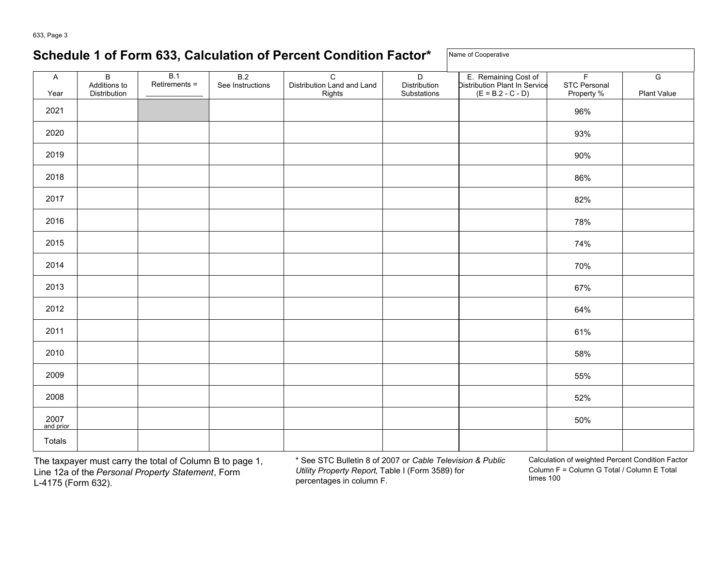# Schedule 1 of Form 633, Calculation of Percent Condition Factor*

Name of Cooperative

| A<br>Year | B<br>Additions to Distribution | B.1<br>Retirements = ___________ | B.2<br>See Instructions | C<br>Distribution Land and Land Rights | D<br>Distribution Substations | E. Remaining Cost of Distribution Plant In Service (E = B.2 - C - D) | F<br>STC Personal Property % | G<br>Plant Value |
|---|---|---|---|---|---|---|---|---|
| 2021 | | | | | | | 96% | |
| 2020 | | | | | | | 93% | |
| 2019 | | | | | | | 90% | |
| 2018 | | | | | | | 86% | |
| 2017 | | | | | | | 82% | |
| 2016 | | | | | | | 78% | |
| 2015 | | | | | | | 74% | |
| 2014 | | | | | | | 70% | |
| 2013 | | | | | | | 67% | |
| 2012 | | | | | | | 64% | |
| 2011 | | | | | | | 61% | |
| 2010 | | | | | | | 58% | |
| 2009 | | | | | | | 55% | |
| 2008 | | | | | | | 52% | |
| 2007 and prior | | | | | | | 50% | |
| Totals | | | | | | | | |

The taxpayer must carry the total of Column B to page 1, Line 12a of the *Personal Property Statement*, Form L-4175 (Form 632).

\* See STC Bulletin 8 of 2007 or *Cable Television & Public Utility Property Report*, Table I (Form 3589) for percentages in column F.

Calculation of weighted Percent Condition Factor
Column F = Column G Total / Column E Total times 100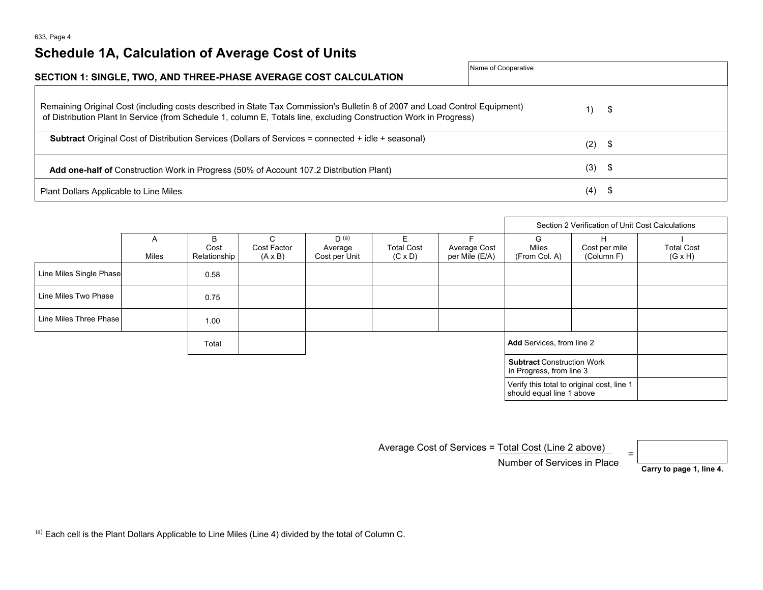633, Page 4

# Schedule 1A, Calculation of Average Cost of Units

## SECTION 1: SINGLE, TWO, AND THREE-PHASE AVERAGE COST CALCULATION

Name of Cooperative

| | | |
|---|---|---|
| Remaining Original Cost (including costs described in State Tax Commission's Bulletin 8 of 2007 and Load Control Equipment) of Distribution Plant In Service (from Schedule 1, column E, Totals line, excluding Construction Work in Progress) | 1) | $ |
| **Subtract** Original Cost of Distribution Services (Dollars of Services = connected + idle + seasonal) | (2) | $ |
| **Add one-half of** Construction Work in Progress (50% of Account 107.2 Distribution Plant) | (3) | $ |
| Plant Dollars Applicable to Line Miles | (4) | $ |

| | | | | | | | Section 2 Verification of Unit Cost Calculations | | |
|---|---|---|---|---|---|---|---|---|---|
| | A<br>Miles | B<br>Cost Relationship | C<br>Cost Factor (A x B) | D [a]<br>Average Cost per Unit | E<br>Total Cost (C x D) | F<br>Average Cost per Mile (E/A) | G<br>Miles (From Col. A) | H<br>Cost per mile (Column F) | I<br>Total Cost (G x H) |
| Line Miles Single Phase | | 0.58 | | | | | | | |
| Line Miles Two Phase | | 0.75 | | | | | | | |
| Line Miles Three Phase | | 1.00 | | | | | | | |
| | | Total | | | | | **Add** Services, from line 2 | | |
| | | | | | | | **Subtract** Construction Work in Progress, from line 3 | | |
| | | | | | | | Verify this total to original cost, line 1 should equal line 1 above | | |

Average Cost of Services = Total Cost (Line 2 above) / Number of Services in Place = ______

**Carry to page 1, line 4.**

[a] Each cell is the Plant Dollars Applicable to Line Miles (Line 4) divided by the total of Column C.